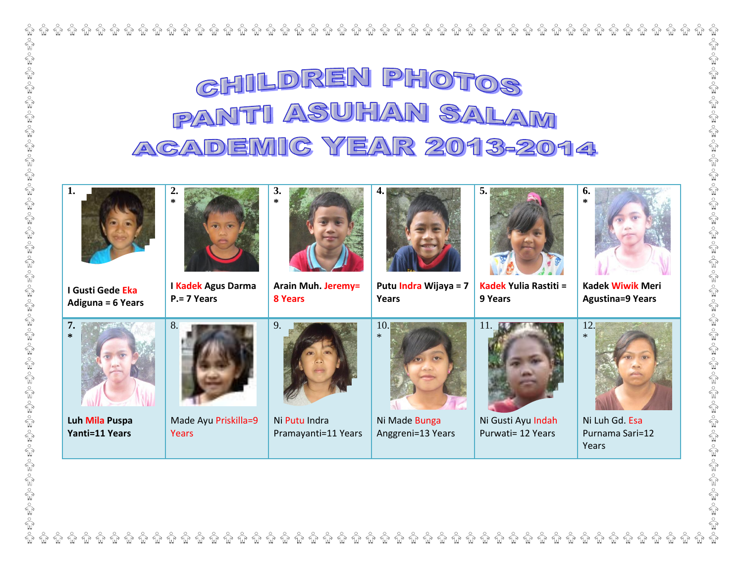# CHILDREN PHOTOS
# PANTI ASUHAN SALAM
# ACADEMIC YEAR 2013-2014

| 1. | 2. * | 3. * | 4. | 5. | 6. * |
|---|---|---|---|---|---|
| **I Gusti Gede Eka Adiguna = 6 Years** | **I Kadek Agus Darma P.= 7 Years** | **Arain Muh. Jeremy= 8 Years** | **Putu Indra Wijaya = 7 Years** | **Kadek Yulia Rastiti = 9 Years** | **Kadek Wiwik Meri Agustina=9 Years** |
| **7. *** | 8. | 9. | 10. * | 11. | 12. * |
| **Luh Mila Puspa Yanti=11 Years** | Made Ayu Priskilla=9 Years | Ni Putu Indra Pramayanti=11 Years | Ni Made Bunga Anggreni=13 Years | Ni Gusti Ayu Indah Purwati= 12 Years | Ni Luh Gd. Esa Purnama Sari=12 Years |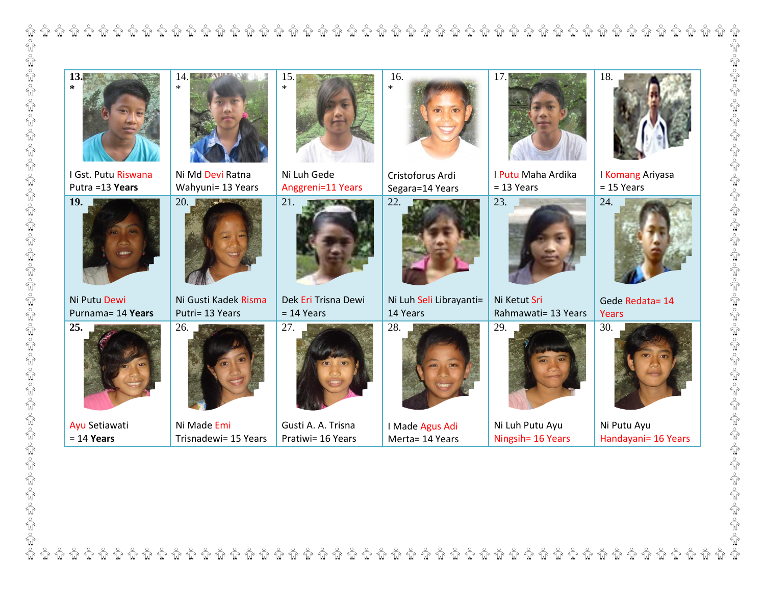| | | | | | |
|---|---|---|---|---|---|
| **13.** * I Gst. Putu Riswana Putra =13 **Years** | 14. * Ni Md Devi Ratna Wahyuni= 13 Years | 15. * Ni Luh Gede Anggreni=11 Years | 16. * Cristoforus Ardi Segara=14 Years | 17. I Putu Maha Ardika = 13 Years | 18. I Komang Ariyasa = 15 Years |
| **19.** Ni Putu Dewi Purnama= 14 **Years** | 20. Ni Gusti Kadek Risma Putri= 13 Years | 21. Dek Eri Trisna Dewi = 14 Years | 22. Ni Luh Seli Librayanti= 14 Years | 23. Ni Ketut Sri Rahmawati= 13 Years | 24. Gede Redata= 14 Years |
| **25.** Ayu Setiawati = 14 **Years** | 26. Ni Made Emi Trisnadewi= 15 Years | 27. Gusti A. A. Trisna Pratiwi= 16 Years | 28. I Made Agus Adi Merta= 14 Years | 29. Ni Luh Putu Ayu Ningsih= 16 Years | 30. Ni Putu Ayu Handayani= 16 Years |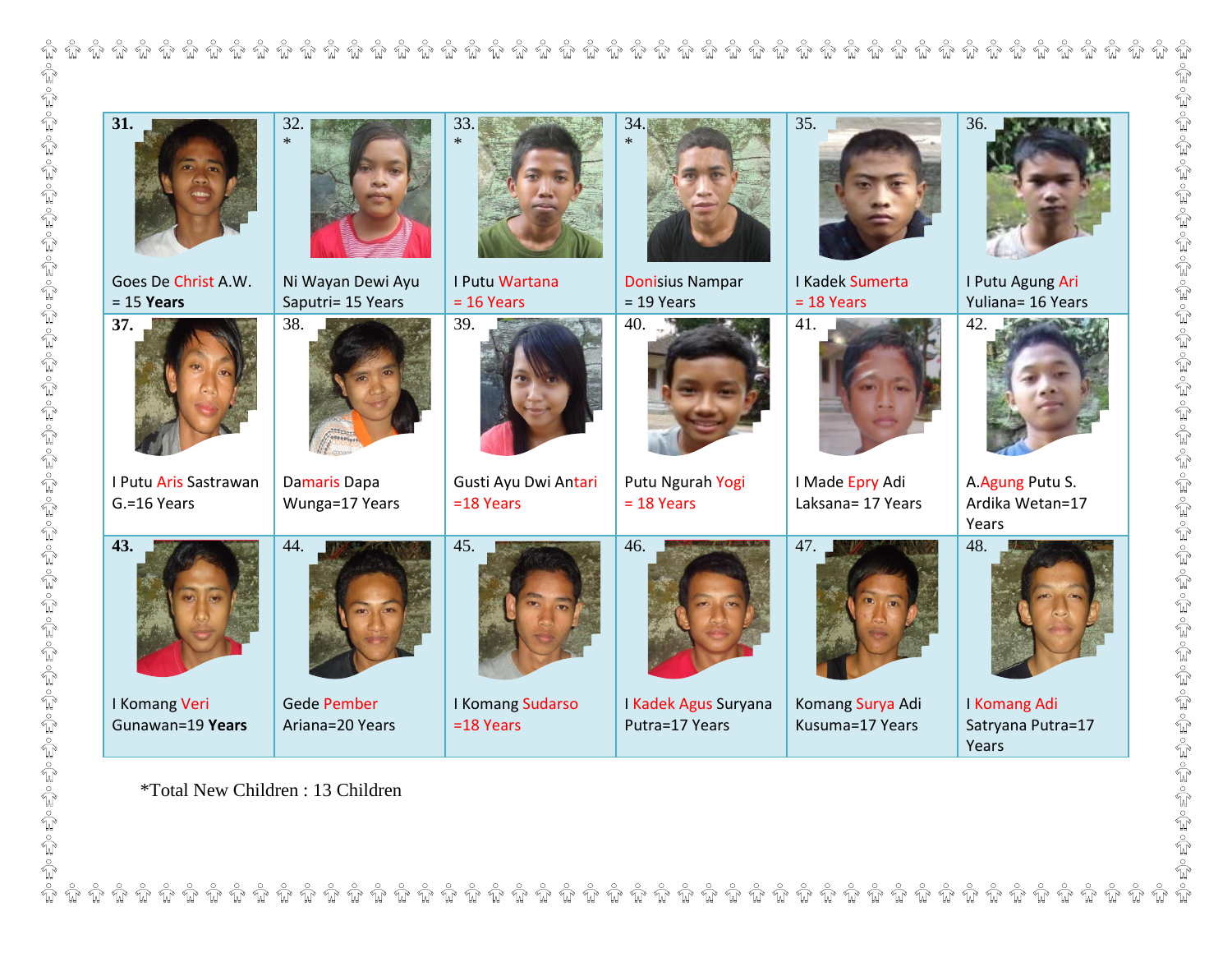| | | | | | |
|---|---|---|---|---|---|
| **31.** Goes De Christ A.W. = 15 **Years** | 32. * Ni Wayan Dewi Ayu Saputri= 15 Years | 33. * I Putu Wartana = 16 Years | 34. * Donisius Nampar = 19 Years | 35. I Kadek Sumerta = 18 Years | 36. I Putu Agung Ari Yuliana= 16 Years |
| **37.** I Putu Aris Sastrawan G.=16 Years | 38. Damaris Dapa Wunga=17 Years | 39. Gusti Ayu Dwi Antari =18 Years | 40. Putu Ngurah Yogi = 18 Years | 41. I Made Epry Adi Laksana= 17 Years | 42. A.Agung Putu S. Ardika Wetan=17 Years |
| **43.** I Komang Veri Gunawan=19 **Years** | 44. Gede Pember Ariana=20 Years | 45. I Komang Sudarso =18 Years | 46. I Kadek Agus Suryana Putra=17 Years | 47. Komang Surya Adi Kusuma=17 Years | 48. I Komang Adi Satryana Putra=17 Years |

*Total New Children : 13 Children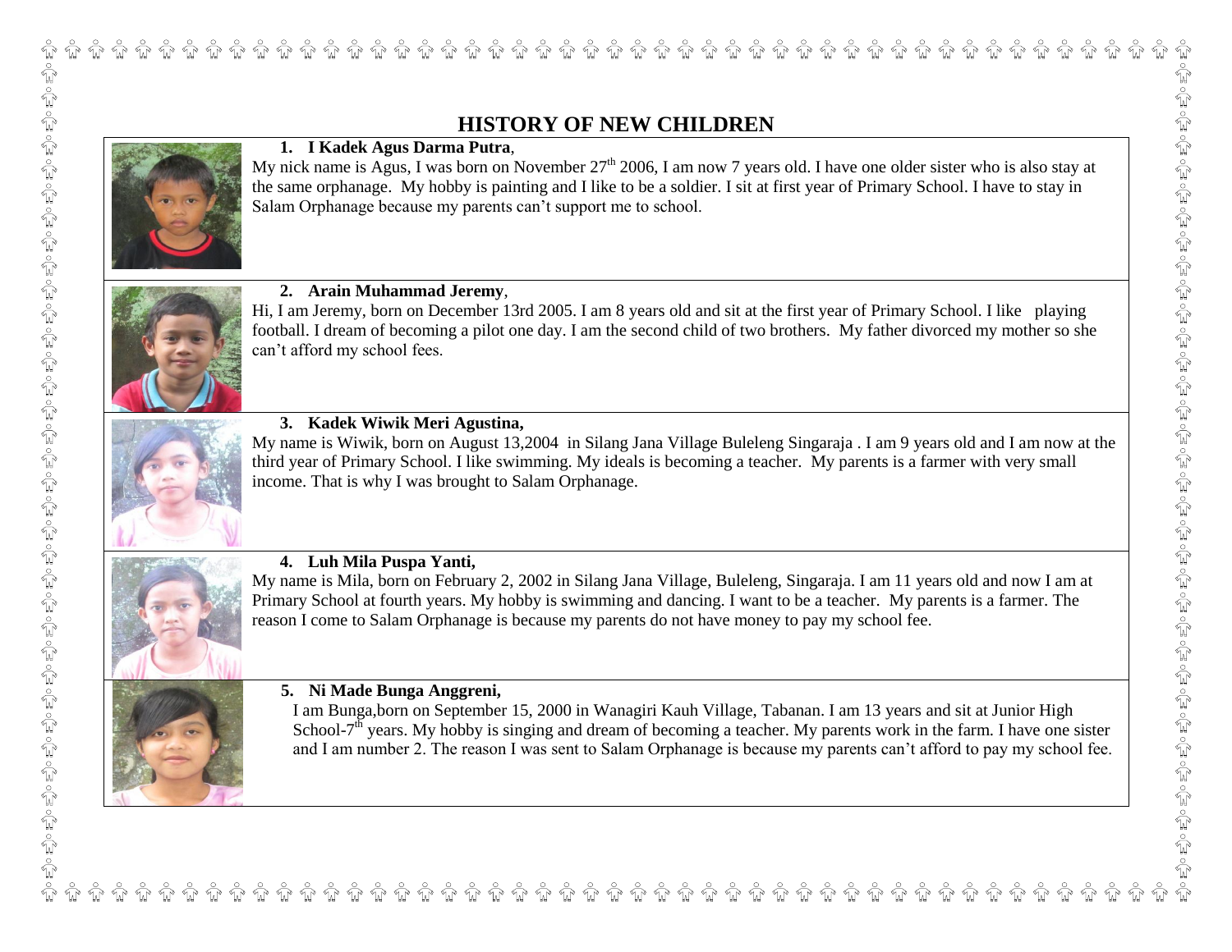# HISTORY OF NEW CHILDREN

1. **I Kadek Agus Darma Putra**,

My nick name is Agus, I was born on November $27^{th}$ 2006, I am now 7 years old. I have one older sister who is also stay at the same orphanage. My hobby is painting and I like to be a soldier. I sit at first year of Primary School. I have to stay in Salam Orphanage because my parents can't support me to school.

2. **Arain Muhammad Jeremy**,

Hi, I am Jeremy, born on December 13rd 2005. I am 8 years old and sit at the first year of Primary School. I like playing football. I dream of becoming a pilot one day. I am the second child of two brothers. My father divorced my mother so she can't afford my school fees.

3. **Kadek Wiwik Meri Agustina,**

My name is Wiwik, born on August 13,2004 in Silang Jana Village Buleleng Singaraja . I am 9 years old and I am now at the third year of Primary School. I like swimming. My ideals is becoming a teacher. My parents is a farmer with very small income. That is why I was brought to Salam Orphanage.

4. **Luh Mila Puspa Yanti,**

My name is Mila, born on February 2, 2002 in Silang Jana Village, Buleleng, Singaraja. I am 11 years old and now I am at Primary School at fourth years. My hobby is swimming and dancing. I want to be a teacher. My parents is a farmer. The reason I come to Salam Orphanage is because my parents do not have money to pay my school fee.

5. **Ni Made Bunga Anggreni,**

I am Bunga,born on September 15, 2000 in Wanagiri Kauh Village, Tabanan. I am 13 years and sit at Junior High School-$7^{th}$ years. My hobby is singing and dream of becoming a teacher. My parents work in the farm. I have one sister and I am number 2. The reason I was sent to Salam Orphanage is because my parents can't afford to pay my school fee.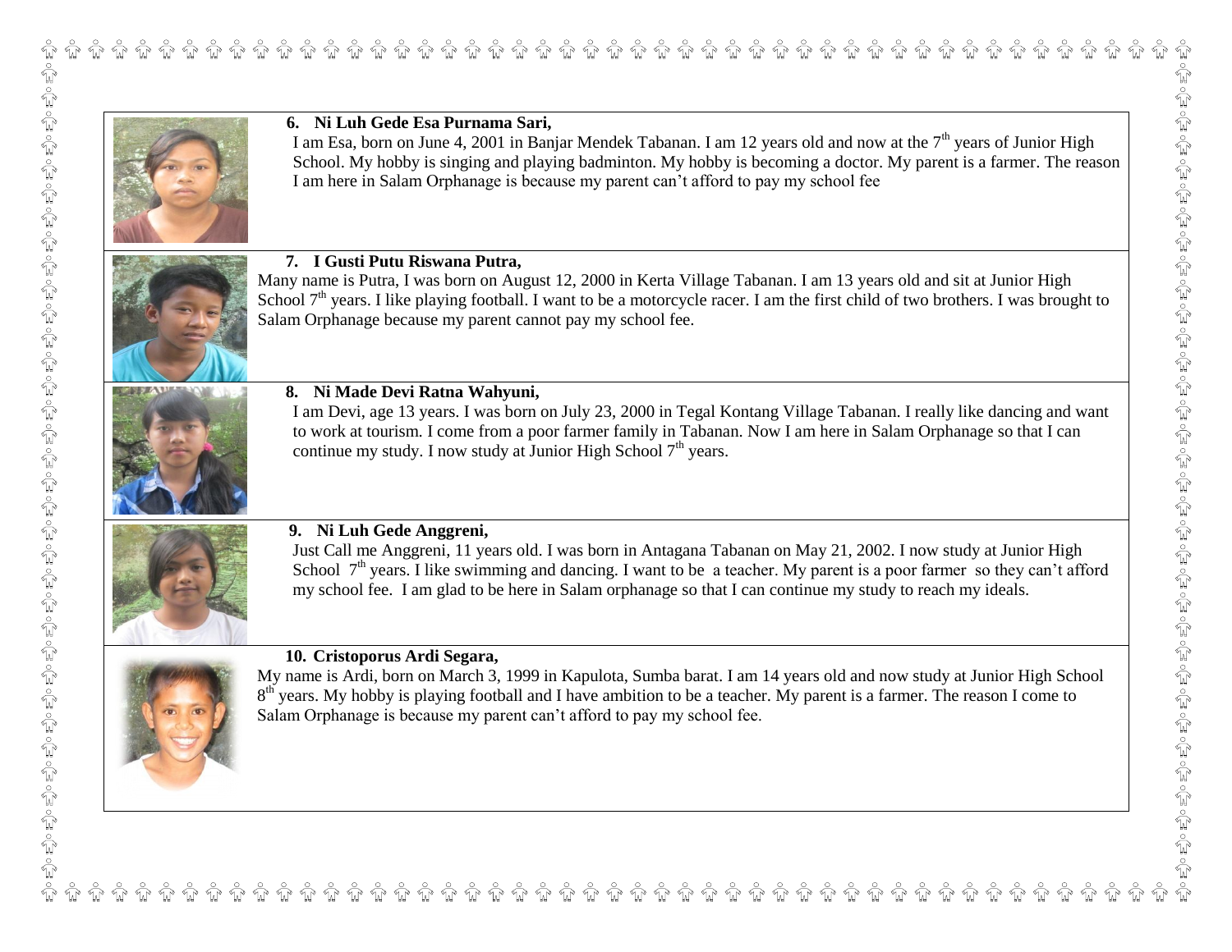**6. Ni Luh Gede Esa Purnama Sari,**

I am Esa, born on June 4, 2001 in Banjar Mendek Tabanan. I am 12 years old and now at the 7th years of Junior High School. My hobby is singing and playing badminton. My hobby is becoming a doctor. My parent is a farmer. The reason I am here in Salam Orphanage is because my parent can't afford to pay my school fee

**7. I Gusti Putu Riswana Putra,**

Many name is Putra, I was born on August 12, 2000 in Kerta Village Tabanan. I am 13 years old and sit at Junior High School 7th years. I like playing football. I want to be a motorcycle racer. I am the first child of two brothers. I was brought to Salam Orphanage because my parent cannot pay my school fee.

**8. Ni Made Devi Ratna Wahyuni,**

I am Devi, age 13 years. I was born on July 23, 2000 in Tegal Kontang Village Tabanan. I really like dancing and want to work at tourism. I come from a poor farmer family in Tabanan. Now I am here in Salam Orphanage so that I can continue my study. I now study at Junior High School 7th years.

**9. Ni Luh Gede Anggreni,**

Just Call me Anggreni, 11 years old. I was born in Antagana Tabanan on May 21, 2002. I now study at Junior High School 7th years. I like swimming and dancing. I want to be a teacher. My parent is a poor farmer so they can't afford my school fee. I am glad to be here in Salam orphanage so that I can continue my study to reach my ideals.

**10. Cristoporus Ardi Segara,**

My name is Ardi, born on March 3, 1999 in Kapulota, Sumba barat. I am 14 years old and now study at Junior High School 8th years. My hobby is playing football and I have ambition to be a teacher. My parent is a farmer. The reason I come to Salam Orphanage is because my parent can't afford to pay my school fee.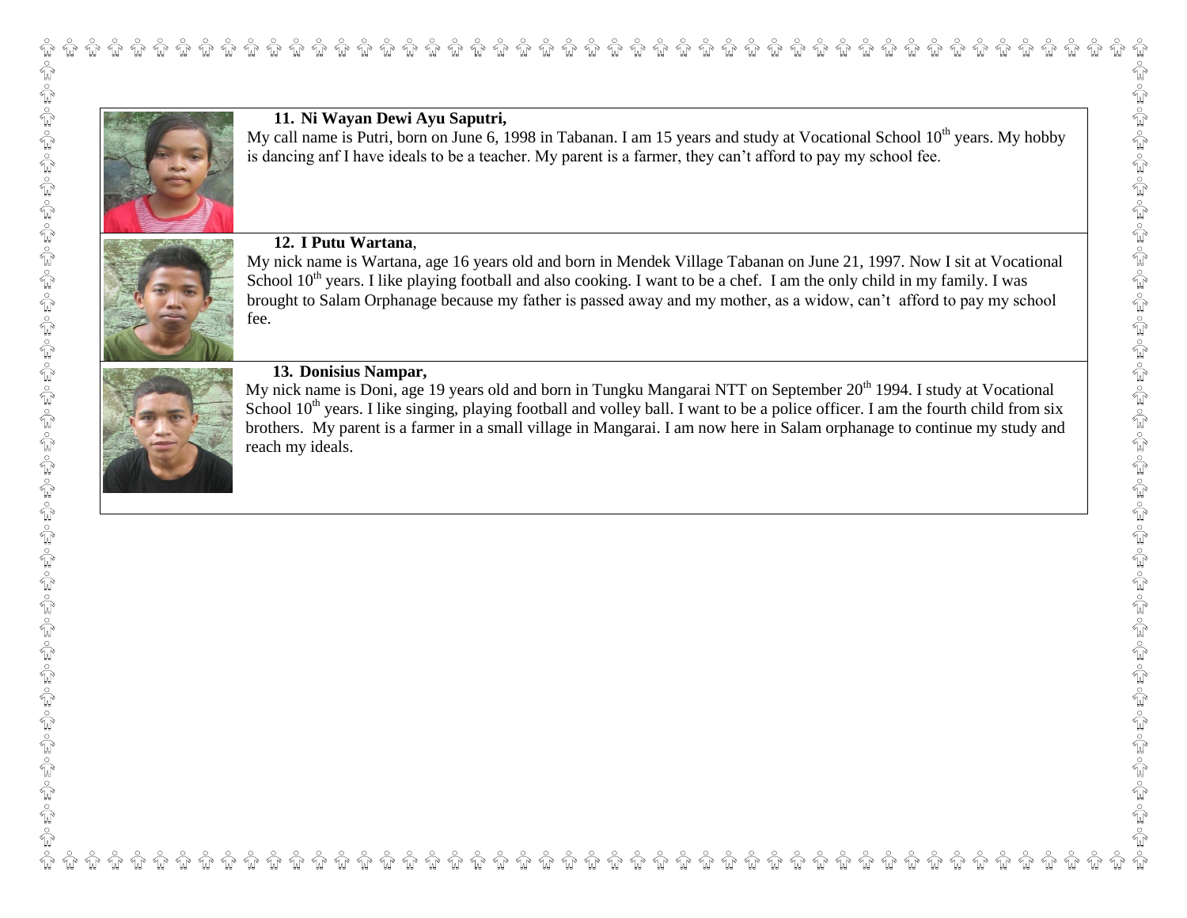**11. Ni Wayan Dewi Ayu Saputri,**

My call name is Putri, born on June 6, 1998 in Tabanan. I am 15 years and study at Vocational School 10th years. My hobby is dancing anf I have ideals to be a teacher. My parent is a farmer, they can't afford to pay my school fee.

**12. I Putu Wartana**,

My nick name is Wartana, age 16 years old and born in Mendek Village Tabanan on June 21, 1997. Now I sit at Vocational School 10th years. I like playing football and also cooking. I want to be a chef. I am the only child in my family. I was brought to Salam Orphanage because my father is passed away and my mother, as a widow, can't afford to pay my school fee.

**13. Donisius Nampar,**

My nick name is Doni, age 19 years old and born in Tungku Mangarai NTT on September 20th 1994. I study at Vocational School 10th years. I like singing, playing football and volley ball. I want to be a police officer. I am the fourth child from six brothers. My parent is a farmer in a small village in Mangarai. I am now here in Salam orphanage to continue my study and reach my ideals.